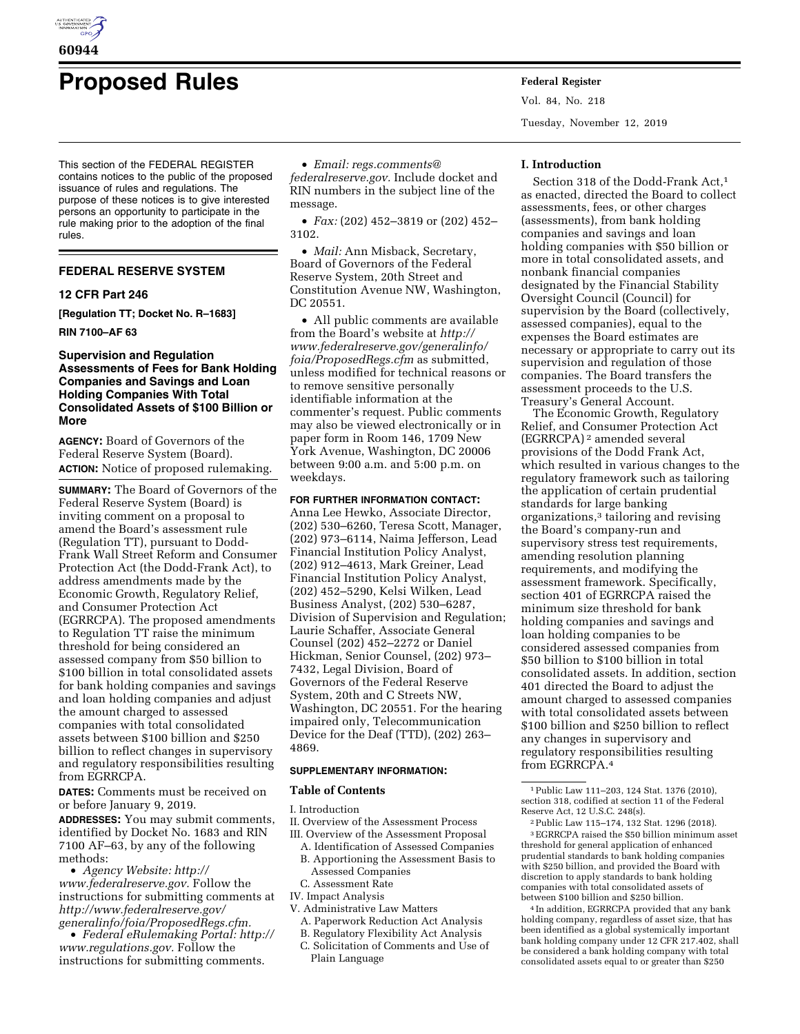# Proposed Rules

This section of the FEDERAL REGISTER contains notices to the public of the proposed issuance of rules and regulations. The purpose of these notices is to give interested persons an opportunity to participate in the rule making prior to the adoption of the final rules.

## FEDERAL RESERVE SYSTEM

### 12 CFR Part 246

**[Regulation TT; Docket No. R–1683]**

**RIN 7100–AF 63**

### Supervision and Regulation Assessments of Fees for Bank Holding Companies and Savings and Loan Holding Companies With Total Consolidated Assets of $100 Billion or More

**AGENCY:** Board of Governors of the Federal Reserve System (Board).

**ACTION:** Notice of proposed rulemaking.

**SUMMARY:** The Board of Governors of the Federal Reserve System (Board) is inviting comment on a proposal to amend the Board's assessment rule (Regulation TT), pursuant to Dodd-Frank Wall Street Reform and Consumer Protection Act (the Dodd-Frank Act), to address amendments made by the Economic Growth, Regulatory Relief, and Consumer Protection Act (EGRRCPA). The proposed amendments to Regulation TT raise the minimum threshold for being considered an assessed company from $50 billion to $100 billion in total consolidated assets for bank holding companies and savings and loan holding companies and adjust the amount charged to assessed companies with total consolidated assets between $100 billion and $250 billion to reflect changes in supervisory and regulatory responsibilities resulting from EGRRCPA.

**DATES:** Comments must be received on or before January 9, 2019.

**ADDRESSES:** You may submit comments, identified by Docket No. 1683 and RIN 7100 AF–63, by any of the following methods:

- *Agency Website: http://www.federalreserve.gov.* Follow the instructions for submitting comments at *http://www.federalreserve.gov/generalinfo/foia/ProposedRegs.cfm.*
- *Federal eRulemaking Portal: http://www.regulations.gov.* Follow the instructions for submitting comments.
- *Email: regs.comments@federalreserve.gov.* Include docket and RIN numbers in the subject line of the message.
- *Fax:* (202) 452–3819 or (202) 452–3102.
- *Mail:* Ann Misback, Secretary, Board of Governors of the Federal Reserve System, 20th Street and Constitution Avenue NW, Washington, DC 20551.
- All public comments are available from the Board's website at *http://www.federalreserve.gov/generalinfo/foia/ProposedRegs.cfm* as submitted, unless modified for technical reasons or to remove sensitive personally identifiable information at the commenter's request. Public comments may also be viewed electronically or in paper form in Room 146, 1709 New York Avenue, Washington, DC 20006 between 9:00 a.m. and 5:00 p.m. on weekdays.

**FOR FURTHER INFORMATION CONTACT:** Anna Lee Hewko, Associate Director, (202) 530–6260, Teresa Scott, Manager, (202) 973–6114, Naima Jefferson, Lead Financial Institution Policy Analyst, (202) 912–4613, Mark Greiner, Lead Financial Institution Policy Analyst, (202) 452–5290, Kelsi Wilken, Lead Business Analyst, (202) 530–6287, Division of Supervision and Regulation; Laurie Schaffer, Associate General Counsel (202) 452–2272 or Daniel Hickman, Senior Counsel, (202) 973–7432, Legal Division, Board of Governors of the Federal Reserve System, 20th and C Streets NW, Washington, DC 20551. For the hearing impaired only, Telecommunication Device for the Deaf (TTD), (202) 263–4869.

**SUPPLEMENTARY INFORMATION:**

**Table of Contents**

I. Introduction
II. Overview of the Assessment Process
III. Overview of the Assessment Proposal
 A. Identification of Assessed Companies
 B. Apportioning the Assessment Basis to Assessed Companies
 C. Assessment Rate
IV. Impact Analysis
V. Administrative Law Matters
 A. Paperwork Reduction Act Analysis
 B. Regulatory Flexibility Act Analysis
 C. Solicitation of Comments and Use of Plain Language

## I. Introduction

Section 318 of the Dodd-Frank Act,[1] as enacted, directed the Board to collect assessments, fees, or other charges (assessments), from bank holding companies and savings and loan holding companies with $50 billion or more in total consolidated assets, and nonbank financial companies designated by the Financial Stability Oversight Council (Council) for supervision by the Board (collectively, assessed companies), equal to the expenses the Board estimates are necessary or appropriate to carry out its supervision and regulation of those companies. The Board transfers the assessment proceeds to the U.S. Treasury's General Account.

The Economic Growth, Regulatory Relief, and Consumer Protection Act (EGRRCPA)[2] amended several provisions of the Dodd Frank Act, which resulted in various changes to the regulatory framework such as tailoring the application of certain prudential standards for large banking organizations,[3] tailoring and revising the Board's company-run and supervisory stress test requirements, amending resolution planning requirements, and modifying the assessment framework. Specifically, section 401 of EGRRCPA raised the minimum size threshold for bank holding companies and savings and loan holding companies to be considered assessed companies from $50 billion to $100 billion in total consolidated assets. In addition, section 401 directed the Board to adjust the amount charged to assessed companies with total consolidated assets between $100 billion and $250 billion to reflect any changes in supervisory and regulatory responsibilities resulting from EGRRCPA.[4]

[1] Public Law 111–203, 124 Stat. 1376 (2010), section 318, codified at section 11 of the Federal Reserve Act, 12 U.S.C. 248(s).

[2] Public Law 115–174, 132 Stat. 1296 (2018).

[3] EGRRCPA raised the $50 billion minimum asset threshold for general application of enhanced prudential standards to bank holding companies with $250 billion, and provided the Board with discretion to apply standards to bank holding companies with total consolidated assets of between $100 billion and $250 billion.

[4] In addition, EGRRCPA provided that any bank holding company, regardless of asset size, that has been identified as a global systemically important bank holding company under 12 CFR 217.402, shall be considered a bank holding company with total consolidated assets equal to or greater than $250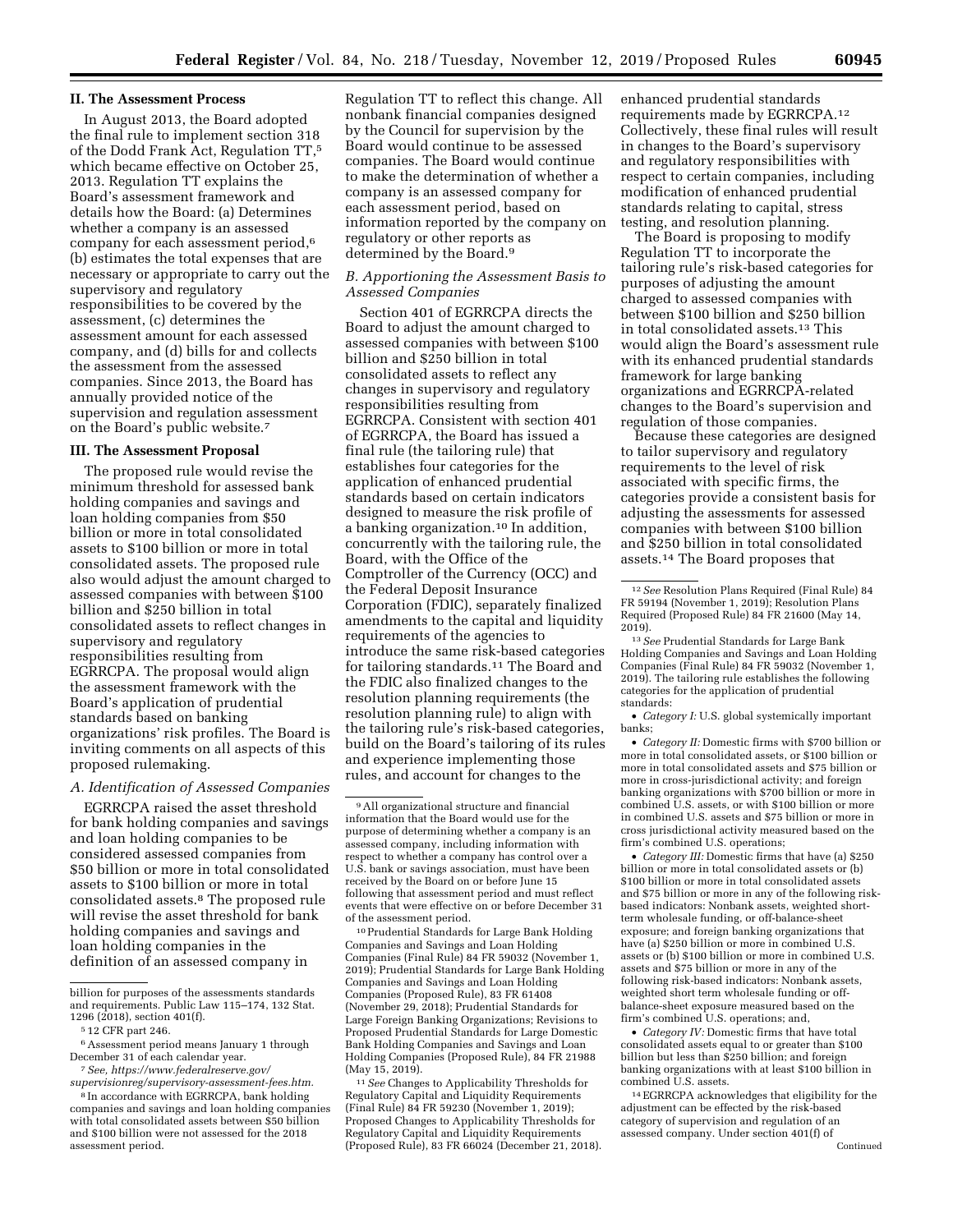## II. The Assessment Process

In August 2013, the Board adopted the final rule to implement section 318 of the Dodd Frank Act, Regulation TT,[5] which became effective on October 25, 2013. Regulation TT explains the Board's assessment framework and details how the Board: (a) Determines whether a company is an assessed company for each assessment period,[6] (b) estimates the total expenses that are necessary or appropriate to carry out the supervisory and regulatory responsibilities to be covered by the assessment, (c) determines the assessment amount for each assessed company, and (d) bills for and collects the assessment from the assessed companies. Since 2013, the Board has annually provided notice of the supervision and regulation assessment on the Board's public website.[7]

## III. The Assessment Proposal

The proposed rule would revise the minimum threshold for assessed bank holding companies and savings and loan holding companies from $50 billion or more in total consolidated assets to $100 billion or more in total consolidated assets. The proposed rule also would adjust the amount charged to assessed companies with between $100 billion and $250 billion in total consolidated assets to reflect changes in supervisory and regulatory responsibilities resulting from EGRRCPA. The proposal would align the assessment framework with the Board's application of prudential standards based on banking organizations' risk profiles. The Board is inviting comments on all aspects of this proposed rulemaking.

### A. Identification of Assessed Companies

EGRRCPA raised the asset threshold for bank holding companies and savings and loan holding companies to be considered assessed companies from $50 billion or more in total consolidated assets to $100 billion or more in total consolidated assets.[8] The proposed rule will revise the asset threshold for bank holding companies and savings and loan holding companies in the definition of an assessed company in Regulation TT to reflect this change. All nonbank financial companies designed by the Council for supervision by the Board would continue to be assessed companies. The Board would continue to make the determination of whether a company is an assessed company for each assessment period, based on information reported by the company on regulatory or other reports as determined by the Board.[9]

### B. Apportioning the Assessment Basis to Assessed Companies

Section 401 of EGRRCPA directs the Board to adjust the amount charged to assessed companies with between $100 billion and $250 billion in total consolidated assets to reflect any changes in supervisory and regulatory responsibilities resulting from EGRRCPA. Consistent with section 401 of EGRRCPA, the Board has issued a final rule (the tailoring rule) that establishes four categories for the application of enhanced prudential standards based on certain indicators designed to measure the risk profile of a banking organization.[10] In addition, concurrently with the tailoring rule, the Board, with the Office of the Comptroller of the Currency (OCC) and the Federal Deposit Insurance Corporation (FDIC), separately finalized amendments to the capital and liquidity requirements of the agencies to introduce the same risk-based categories for tailoring standards.[11] The Board and the FDIC also finalized changes to the resolution planning requirements (the resolution planning rule) to align with the tailoring rule's risk-based categories, build on the Board's tailoring of its rules and experience implementing those rules, and account for changes to the enhanced prudential standards requirements made by EGRRCPA.[12] Collectively, these final rules will result in changes to the Board's supervisory and regulatory responsibilities with respect to certain companies, including modification of enhanced prudential standards relating to capital, stress testing, and resolution planning.

The Board is proposing to modify Regulation TT to incorporate the tailoring rule's risk-based categories for purposes of adjusting the amount charged to assessed companies with between $100 billion and $250 billion in total consolidated assets.[13] This would align the Board's assessment rule with its enhanced prudential standards framework for large banking organizations and EGRRCPA-related changes to the Board's supervision and regulation of those companies.

Because these categories are designed to tailor supervisory and regulatory requirements to the level of risk associated with specific firms, the categories provide a consistent basis for adjusting the assessments for assessed companies with between $100 billion and $250 billion in total consolidated assets.[14] The Board proposes that

---

billion for purposes of the assessments standards and requirements. Public Law 115–174, 132 Stat. 1296 (2018), section 401(f).

[5] 12 CFR part 246.

[6] Assessment period means January 1 through December 31 of each calendar year.

[7] *See, https://www.federalreserve.gov/supervisoryreg/supervisory-assessment-fees.htm.*

[8] In accordance with EGRRCPA, bank holding companies and savings and loan holding companies with total consolidated assets between $50 billion and $100 billion were not assessed for the 2018 assessment period.

[9] All organizational structure and financial information that the Board would use for the purpose of determining whether a company is an assessed company, including information with respect to whether a company has control over a U.S. bank or savings association, must have been received by the Board on or before June 15 following that assessment period and must reflect events that were effective on or before December 31 of the assessment period.

[10] Prudential Standards for Large Bank Holding Companies and Savings and Loan Holding Companies (Final Rule) 84 FR 59032 (November 1, 2019); Prudential Standards for Large Bank Holding Companies and Savings and Loan Holding Companies (Proposed Rule), 83 FR 61408 (November 29, 2018); Prudential Standards for Large Foreign Banking Organizations; Revisions to Proposed Prudential Standards for Large Domestic Bank Holding Companies and Savings and Loan Holding Companies (Proposed Rule), 84 FR 21988 (May 15, 2019).

[11] *See* Changes to Applicability Thresholds for Regulatory Capital and Liquidity Requirements (Final Rule) 84 FR 59230 (November 1, 2019); Proposed Changes to Applicability Thresholds for Regulatory Capital and Liquidity Requirements (Proposed Rule), 83 FR 66024 (December 21, 2018).

[12] *See* Resolution Plans Required (Final Rule) 84 FR 59194 (November 1, 2019); Resolution Plans Required (Proposed Rule) 84 FR 21600 (May 14, 2019).

[13] *See* Prudential Standards for Large Bank Holding Companies and Savings and Loan Holding Companies (Final Rule) 84 FR 59032 (November 1, 2019). The tailoring rule establishes the following categories for the application of prudential standards:

- *Category I:* U.S. global systemically important banks;
- *Category II:* Domestic firms with $700 billion or more in total consolidated assets, or $100 billion or more in total consolidated assets and $75 billion or more in cross-jurisdictional activity; and foreign banking organizations with $700 billion or more in combined U.S. assets, or with $100 billion or more in combined U.S. assets and $75 billion or more in cross jurisdictional activity measured based on the firm's combined U.S. operations;
- *Category III:* Domestic firms that have (a) $250 billion or more in total consolidated assets or (b) $100 billion or more in total consolidated assets and $75 billion or more in any of the following risk-based indicators: Nonbank assets, weighted short-term wholesale funding, or off-balance-sheet exposure; and foreign banking organizations that have (a) $250 billion or more in combined U.S. assets or (b) $100 billion or more in combined U.S. assets and $75 billion or more in any of the following risk-based indicators: Nonbank assets, weighted short term wholesale funding or off-balance-sheet exposure measured based on the firm's combined U.S. operations; and,
- *Category IV:* Domestic firms that have total consolidated assets equal to or greater than $100 billion but less than $250 billion; and foreign banking organizations with at least $100 billion in combined U.S. assets.

[14] EGRRCPA acknowledges that eligibility for the adjustment can be effected by the risk-based category of supervision and regulation of an assessed company. Under section 401(f) of

Continued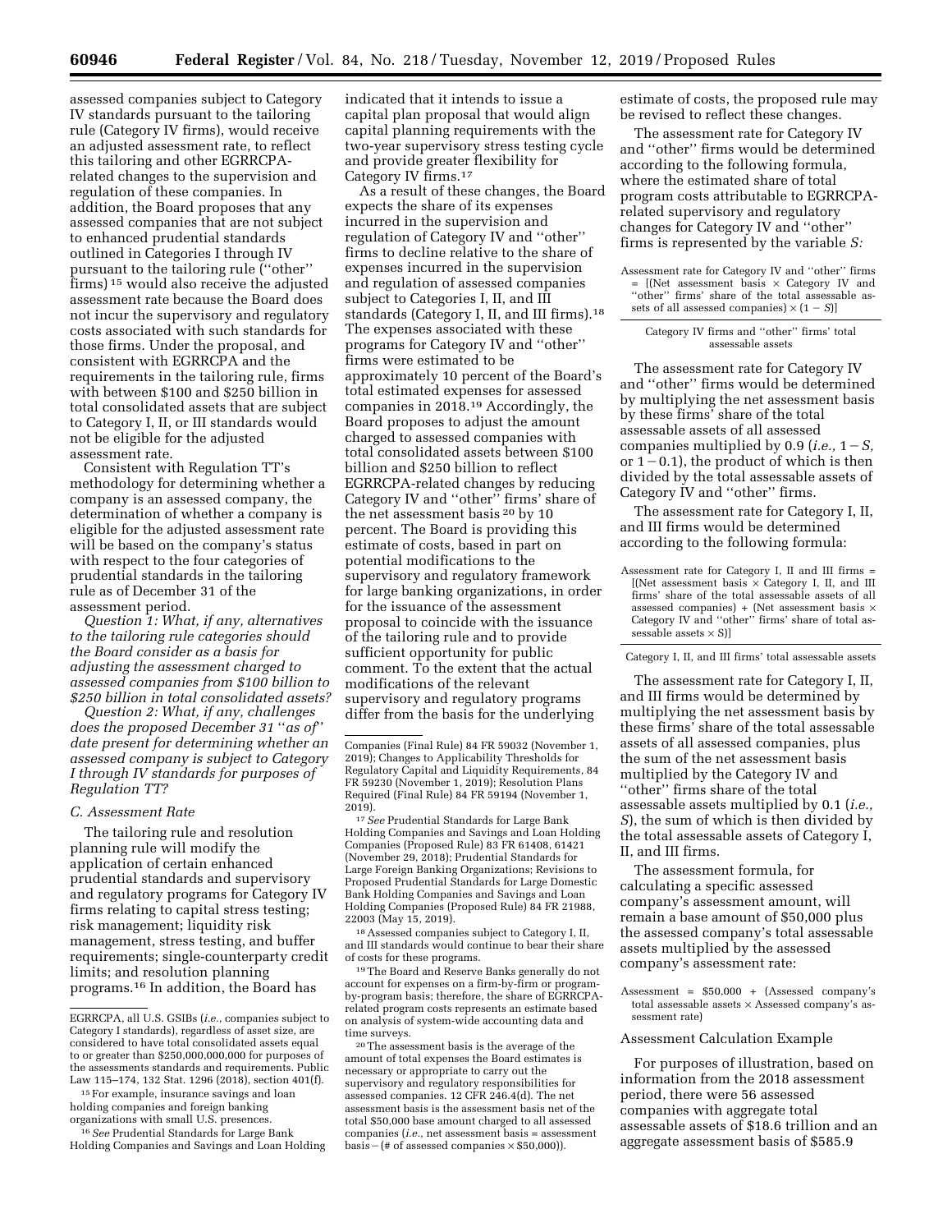assessed companies subject to Category IV standards pursuant to the tailoring rule (Category IV firms), would receive an adjusted assessment rate, to reflect this tailoring and other EGRRCPA-related changes to the supervision and regulation of these companies. In addition, the Board proposes that any assessed companies that are not subject to enhanced prudential standards outlined in Categories I through IV pursuant to the tailoring rule (''other'' firms) [15] would also receive the adjusted assessment rate because the Board does not incur the supervisory and regulatory costs associated with such standards for those firms. Under the proposal, and consistent with EGRRCPA and the requirements in the tailoring rule, firms with between $100 and $250 billion in total consolidated assets that are subject to Category I, II, or III standards would not be eligible for the adjusted assessment rate.

Consistent with Regulation TT's methodology for determining whether a company is an assessed company, the determination of whether a company is eligible for the adjusted assessment rate will be based on the company's status with respect to the four categories of prudential standards in the tailoring rule as of December 31 of the assessment period.

*Question 1: What, if any, alternatives to the tailoring rule categories should the Board consider as a basis for adjusting the assessment charged to assessed companies from $100 billion to $250 billion in total consolidated assets?*

*Question 2: What, if any, challenges does the proposed December 31 ''as of'' date present for determining whether an assessed company is subject to Category I through IV standards for purposes of Regulation TT?*

### C. Assessment Rate

The tailoring rule and resolution planning rule will modify the application of certain enhanced prudential standards and supervisory and regulatory programs for Category IV firms relating to capital stress testing; risk management; liquidity risk management, stress testing, and buffer requirements; single-counterparty credit limits; and resolution planning programs.[16] In addition, the Board has indicated that it intends to issue a capital plan proposal that would align capital planning requirements with the two-year supervisory stress testing cycle and provide greater flexibility for Category IV firms.[17]

As a result of these changes, the Board expects the share of its expenses incurred in the supervision and regulation of Category IV and ''other'' firms to decline relative to the share of expenses incurred in the supervision and regulation of assessed companies subject to Categories I, II, and III standards (Category I, II, and III firms).[18] The expenses associated with these programs for Category IV and ''other'' firms were estimated to be approximately 10 percent of the Board's total estimated expenses for assessed companies in 2018.[19] Accordingly, the Board proposes to adjust the amount charged to assessed companies with total consolidated assets between $100 billion and $250 billion to reflect EGRRCPA-related changes by reducing Category IV and ''other'' firms' share of the net assessment basis [20] by 10 percent. The Board is providing this estimate of costs, based in part on potential modifications to the supervisory and regulatory framework for large banking organizations, in order for the issuance of the assessment proposal to coincide with the issuance of the tailoring rule and to provide sufficient opportunity for public comment. To the extent that the actual modifications of the relevant supervisory and regulatory programs differ from the basis for the underlying estimate of costs, the proposed rule may be revised to reflect these changes.

The assessment rate for Category IV and ''other'' firms would be determined according to the following formula, where the estimated share of total program costs attributable to EGRRCPA-related supervisory and regulatory changes for Category IV and ''other'' firms is represented by the variable *S:*

$$\text{Assessment rate for Category IV and ``other'' firms} = \frac{[(\text{Net assessment basis} \times \text{Category IV and ``other'' firms' share of the total assessable assets of all assessed companies}) \times (1 - S)]}{\text{Category IV firms and ``other'' firms' total assessable assets}}$$

The assessment rate for Category IV and ''other'' firms would be determined by multiplying the net assessment basis by these firms' share of the total assessable assets of all assessed companies multiplied by 0.9 (*i.e.,* $1 - S$, or $1 - 0.1$), the product of which is then divided by the total assessable assets of Category IV and ''other'' firms.

The assessment rate for Category I, II, and III firms would be determined according to the following formula:

$$\text{Assessment rate for Category I, II and III firms} = \frac{[(\text{Net assessment basis} \times \text{Category I, II, and III firms' share of the total assessable assets of all assessed companies}) + (\text{Net assessment basis} \times \text{Category IV and ``other'' firms' share of total assessable assets} \times S)]}{\text{Category I, II, and III firms' total assessable assets}}$$

The assessment rate for Category I, II, and III firms would be determined by multiplying the net assessment basis by these firms' share of the total assessable assets of all assessed companies, plus the sum of the net assessment basis multiplied by the Category IV and ''other'' firms share of the total assessable assets multiplied by 0.1 (*i.e., S*), the sum of which is then divided by the total assessable assets of Category I, II, and III firms.

The assessment formula, for calculating a specific assessed company's assessment amount, will remain a base amount of $50,000 plus the assessed company's total assessable assets multiplied by the assessed company's assessment rate:

$$\text{Assessment} = \$50{,}000 + (\text{Assessed company's total assessable assets} \times \text{Assessed company's assessment rate})$$

#### Assessment Calculation Example

For purposes of illustration, based on information from the 2018 assessment period, there were 56 assessed companies with aggregate total assessable assets of $18.6 trillion and an aggregate assessment basis of $585.9

---

EGRRCPA, all U.S. GSIBs (*i.e.,* companies subject to Category I standards), regardless of asset size, are considered to have total consolidated assets equal to or greater than $250,000,000,000 for purposes of the assessments standards and requirements. Public Law 115–174, 132 Stat. 1296 (2018), section 401(f).

[15] For example, insurance savings and loan holding companies and foreign banking organizations with small U.S. presences.

[16] *See* Prudential Standards for Large Bank Holding Companies and Savings and Loan Holding Companies (Final Rule) 84 FR 59032 (November 1, 2019); Changes to Applicability Thresholds for Regulatory Capital and Liquidity Requirements, 84 FR 59230 (November 1, 2019); Resolution Plans Required (Final Rule) 84 FR 59194 (November 1, 2019).

[17] *See* Prudential Standards for Large Bank Holding Companies and Savings and Loan Holding Companies (Proposed Rule) 83 FR 61408, 61421 (November 29, 2018); Prudential Standards for Large Foreign Banking Organizations; Revisions to Proposed Prudential Standards for Large Domestic Bank Holding Companies and Savings and Loan Holding Companies (Proposed Rule) 84 FR 21988, 22003 (May 15, 2019).

[18] Assessed companies subject to Category I, II, and III standards would continue to bear their share of costs for these programs.

[19] The Board and Reserve Banks generally do not account for expenses on a firm-by-firm or program-by-program basis; therefore, the share of EGRRCPA-related program costs represents an estimate based on analysis of system-wide accounting data and time surveys.

[20] The assessment basis is the average of the amount of total expenses the Board estimates is necessary or appropriate to carry out the supervisory and regulatory responsibilities for assessed companies. 12 CFR 246.4(d). The net assessment basis is the assessment basis net of the total $50,000 base amount charged to all assessed companies (*i.e.,* net assessment basis = assessment basis − (# of assessed companies × $50,000)).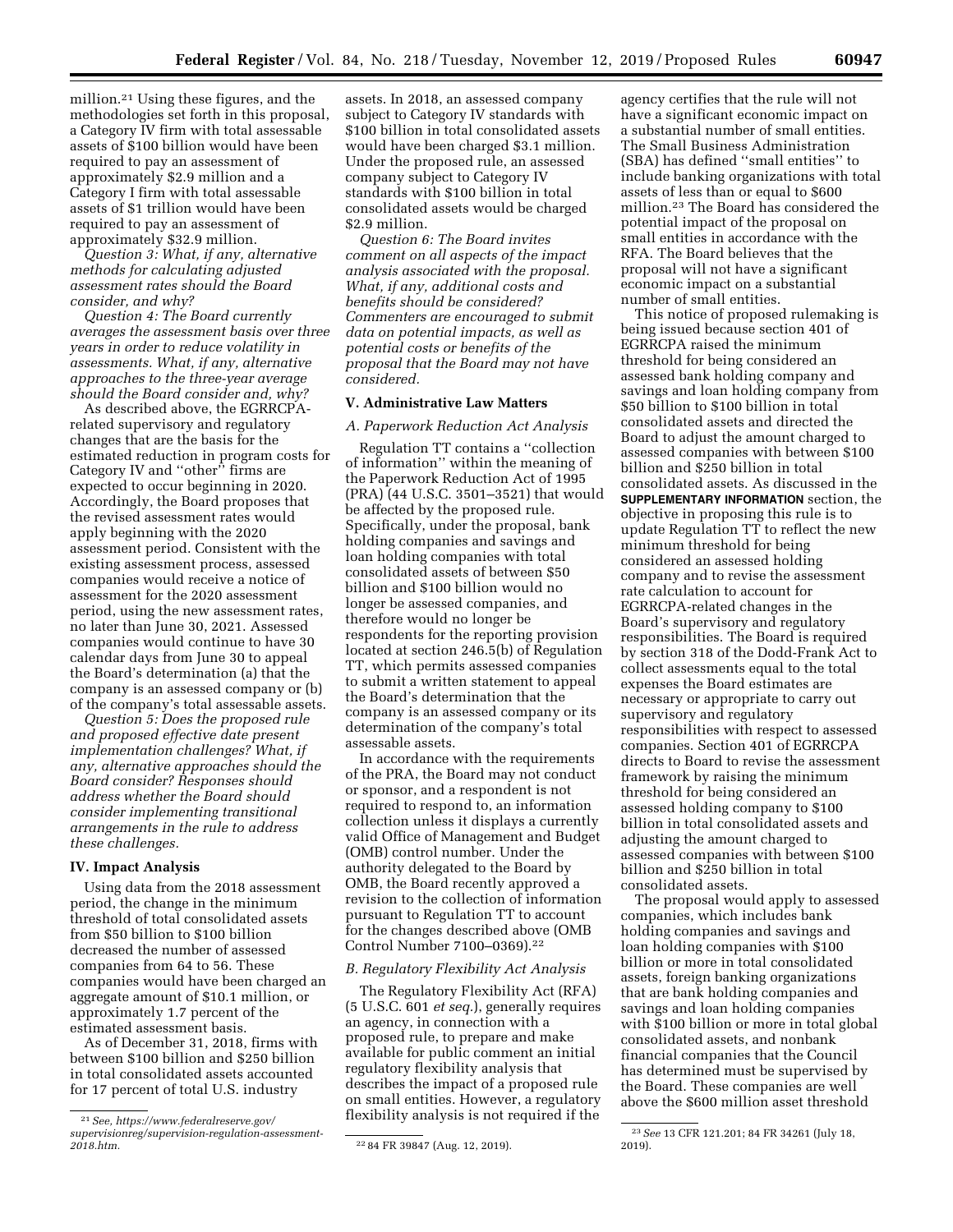million.[21] Using these figures, and the methodologies set forth in this proposal, a Category IV firm with total assessable assets of $100 billion would have been required to pay an assessment of approximately $2.9 million and a Category I firm with total assessable assets of $1 trillion would have been required to pay an assessment of approximately $32.9 million.

*Question 3: What, if any, alternative methods for calculating adjusted assessment rates should the Board consider, and why?*

*Question 4: The Board currently averages the assessment basis over three years in order to reduce volatility in assessments. What, if any, alternative approaches to the three-year average should the Board consider and, why?*

As described above, the EGRRCPA-related supervisory and regulatory changes that are the basis for the estimated reduction in program costs for Category IV and ''other'' firms are expected to occur beginning in 2020. Accordingly, the Board proposes that the revised assessment rates would apply beginning with the 2020 assessment period. Consistent with the existing assessment process, assessed companies would receive a notice of assessment for the 2020 assessment period, using the new assessment rates, no later than June 30, 2021. Assessed companies would continue to have 30 calendar days from June 30 to appeal the Board's determination (a) that the company is an assessed company or (b) of the company's total assessable assets.

*Question 5: Does the proposed rule and proposed effective date present implementation challenges? What, if any, alternative approaches should the Board consider? Responses should address whether the Board should consider implementing transitional arrangements in the rule to address these challenges.*

## IV. Impact Analysis

Using data from the 2018 assessment period, the change in the minimum threshold of total consolidated assets from $50 billion to $100 billion decreased the number of assessed companies from 64 to 56. These companies would have been charged an aggregate amount of $10.1 million, or approximately 1.7 percent of the estimated assessment basis.

As of December 31, 2018, firms with between $100 billion and $250 billion in total consolidated assets accounted for 17 percent of total U.S. industry assets. In 2018, an assessed company subject to Category IV standards with $100 billion in total consolidated assets would have been charged $3.1 million. Under the proposed rule, an assessed company subject to Category IV standards with $100 billion in total consolidated assets would be charged $2.9 million.

*Question 6: The Board invites comment on all aspects of the impact analysis associated with the proposal. What, if any, additional costs and benefits should be considered? Commenters are encouraged to submit data on potential impacts, as well as potential costs or benefits of the proposal that the Board may not have considered.*

## V. Administrative Law Matters

### A. Paperwork Reduction Act Analysis

Regulation TT contains a ''collection of information'' within the meaning of the Paperwork Reduction Act of 1995 (PRA) (44 U.S.C. 3501–3521) that would be affected by the proposed rule. Specifically, under the proposal, bank holding companies and savings and loan holding companies with total consolidated assets of between $50 billion and $100 billion would no longer be assessed companies, and therefore would no longer be respondents for the reporting provision located at section 246.5(b) of Regulation TT, which permits assessed companies to submit a written statement to appeal the Board's determination that the company is an assessed company or its determination of the company's total assessable assets.

In accordance with the requirements of the PRA, the Board may not conduct or sponsor, and a respondent is not required to respond to, an information collection unless it displays a currently valid Office of Management and Budget (OMB) control number. Under the authority delegated to the Board by OMB, the Board recently approved a revision to the collection of information pursuant to Regulation TT to account for the changes described above (OMB Control Number 7100–0369).[22]

### B. Regulatory Flexibility Act Analysis

The Regulatory Flexibility Act (RFA) (5 U.S.C. 601 *et seq.*), generally requires an agency, in connection with a proposed rule, to prepare and make available for public comment an initial regulatory flexibility analysis that describes the impact of a proposed rule on small entities. However, a regulatory flexibility analysis is not required if the agency certifies that the rule will not have a significant economic impact on a substantial number of small entities. The Small Business Administration (SBA) has defined ''small entities'' to include banking organizations with total assets of less than or equal to $600 million.[23] The Board has considered the potential impact of the proposal on small entities in accordance with the RFA. The Board believes that the proposal will not have a significant economic impact on a substantial number of small entities.

This notice of proposed rulemaking is being issued because section 401 of EGRRCPA raised the minimum threshold for being considered an assessed bank holding company and savings and loan holding company from $50 billion to $100 billion in total consolidated assets and directed the Board to adjust the amount charged to assessed companies with between $100 billion and $250 billion in total consolidated assets. As discussed in the **SUPPLEMENTARY INFORMATION** section, the objective in proposing this rule is to update Regulation TT to reflect the new minimum threshold for being considered an assessed holding company and to revise the assessment rate calculation to account for EGRRCPA-related changes in the Board's supervisory and regulatory responsibilities. The Board is required by section 318 of the Dodd-Frank Act to collect assessments equal to the total expenses the Board estimates are necessary or appropriate to carry out supervisory and regulatory responsibilities with respect to assessed companies. Section 401 of EGRRCPA directs to Board to revise the assessment framework by raising the minimum threshold for being considered an assessed holding company to $100 billion in total consolidated assets and adjusting the amount charged to assessed companies with between $100 billion and $250 billion in total consolidated assets.

The proposal would apply to assessed companies, which includes bank holding companies and savings and loan holding companies with $100 billion or more in total consolidated assets, foreign banking organizations that are bank holding companies and savings and loan holding companies with $100 billion or more in total global consolidated assets, and nonbank financial companies that the Council has determined must be supervised by the Board. These companies are well above the $600 million asset threshold

[21] *See, https://www.federalreserve.gov/supervisionreg/supervision-regulation-assessment-2018.htm.*

[22] 84 FR 39847 (Aug. 12, 2019).

[23] *See* 13 CFR 121.201; 84 FR 34261 (July 18, 2019).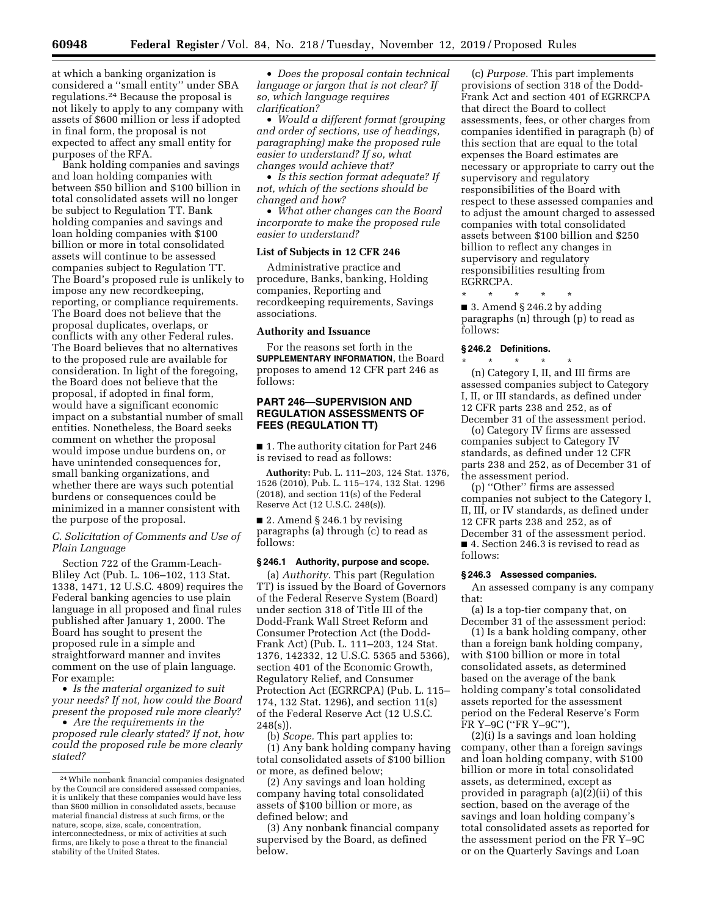at which a banking organization is considered a ''small entity'' under SBA regulations.[24] Because the proposal is not likely to apply to any company with assets of $600 million or less if adopted in final form, the proposal is not expected to affect any small entity for purposes of the RFA.

Bank holding companies and savings and loan holding companies with between $50 billion and $100 billion in total consolidated assets will no longer be subject to Regulation TT. Bank holding companies and savings and loan holding companies with $100 billion or more in total consolidated assets will continue to be assessed companies subject to Regulation TT. The Board's proposed rule is unlikely to impose any new recordkeeping, reporting, or compliance requirements. The Board does not believe that the proposal duplicates, overlaps, or conflicts with any other Federal rules. The Board believes that no alternatives to the proposed rule are available for consideration. In light of the foregoing, the Board does not believe that the proposal, if adopted in final form, would have a significant economic impact on a substantial number of small entities. Nonetheless, the Board seeks comment on whether the proposal would impose undue burdens on, or have unintended consequences for, small banking organizations, and whether there are ways such potential burdens or consequences could be minimized in a manner consistent with the purpose of the proposal.

*C. Solicitation of Comments and Use of Plain Language*

Section 722 of the Gramm-Leach-Bliley Act (Pub. L. 106–102, 113 Stat. 1338, 1471, 12 U.S.C. 4809) requires the Federal banking agencies to use plain language in all proposed and final rules published after January 1, 2000. The Board has sought to present the proposed rule in a simple and straightforward manner and invites comment on the use of plain language. For example:

- *Is the material organized to suit your needs? If not, how could the Board present the proposed rule more clearly?*
- *Are the requirements in the proposed rule clearly stated? If not, how could the proposed rule be more clearly stated?*
- *Does the proposal contain technical language or jargon that is not clear? If so, which language requires clarification?*
- *Would a different format (grouping and order of sections, use of headings, paragraphing) make the proposed rule easier to understand? If so, what changes would achieve that?*
- *Is this section format adequate? If not, which of the sections should be changed and how?*
- *What other changes can the Board incorporate to make the proposed rule easier to understand?*

[24] While nonbank financial companies designated by the Council are considered assessed companies, it is unlikely that these companies would have less than $600 million in consolidated assets, because material financial distress at such firms, or the nature, scope, size, scale, concentration, interconnectedness, or mix of activities at such firms, are likely to pose a threat to the financial stability of the United States.

**List of Subjects in 12 CFR 246**

Administrative practice and procedure, Banks, banking, Holding companies, Reporting and recordkeeping requirements, Savings associations.

**Authority and Issuance**

For the reasons set forth in the **SUPPLEMENTARY INFORMATION**, the Board proposes to amend 12 CFR part 246 as follows:

## PART 246—SUPERVISION AND REGULATION ASSESSMENTS OF FEES (REGULATION TT)

■ 1. The authority citation for Part 246 is revised to read as follows:

**Authority:** Pub. L. 111–203, 124 Stat. 1376, 1526 (2010), Pub. L. 115–174, 132 Stat. 1296 (2018), and section 11(s) of the Federal Reserve Act (12 U.S.C. 248(s)).

■ 2. Amend § 246.1 by revising paragraphs (a) through (c) to read as follows:

**§ 246.1 Authority, purpose and scope.**

(a) *Authority.* This part (Regulation TT) is issued by the Board of Governors of the Federal Reserve System (Board) under section 318 of Title III of the Dodd-Frank Wall Street Reform and Consumer Protection Act (the Dodd-Frank Act) (Pub. L. 111–203, 124 Stat. 1376, 142332, 12 U.S.C. 5365 and 5366), section 401 of the Economic Growth, Regulatory Relief, and Consumer Protection Act (EGRRCPA) (Pub. L. 115–174, 132 Stat. 1296), and section 11(s) of the Federal Reserve Act (12 U.S.C. 248(s)).

(b) *Scope.* This part applies to:

(1) Any bank holding company having total consolidated assets of $100 billion or more, as defined below;

(2) Any savings and loan holding company having total consolidated assets of $100 billion or more, as defined below; and

(3) Any nonbank financial company supervised by the Board, as defined below.

(c) *Purpose.* This part implements provisions of section 318 of the Dodd-Frank Act and section 401 of EGRRCPA that direct the Board to collect assessments, fees, or other charges from companies identified in paragraph (b) of this section that are equal to the total expenses the Board estimates are necessary or appropriate to carry out the supervisory and regulatory responsibilities of the Board with respect to these assessed companies and to adjust the amount charged to assessed companies with total consolidated assets between $100 billion and $250 billion to reflect any changes in supervisory and regulatory responsibilities resulting from EGRRCPA.

\* \* \* \* \*

■ 3. Amend § 246.2 by adding paragraphs (n) through (p) to read as follows:

**§ 246.2 Definitions.**

\* \* \* \* \*

(n) Category I, II, and III firms are assessed companies subject to Category I, II, or III standards, as defined under 12 CFR parts 238 and 252, as of December 31 of the assessment period.

(o) Category IV firms are assessed companies subject to Category IV standards, as defined under 12 CFR parts 238 and 252, as of December 31 of the assessment period.

(p) ''Other'' firms are assessed companies not subject to the Category I, II, III, or IV standards, as defined under 12 CFR parts 238 and 252, as of December 31 of the assessment period.

■ 4. Section 246.3 is revised to read as follows:

**§ 246.3 Assessed companies.**

An assessed company is any company that:

(a) Is a top-tier company that, on December 31 of the assessment period:

(1) Is a bank holding company, other than a foreign bank holding company, with $100 billion or more in total consolidated assets, as determined based on the average of the bank holding company's total consolidated assets reported for the assessment period on the Federal Reserve's Form FR Y–9C (''FR Y–9C''),

(2)(i) Is a savings and loan holding company, other than a foreign savings and loan holding company, with $100 billion or more in total consolidated assets, as determined, except as provided in paragraph (a)(2)(ii) of this section, based on the average of the savings and loan holding company's total consolidated assets as reported for the assessment period on the FR Y–9C or on the Quarterly Savings and Loan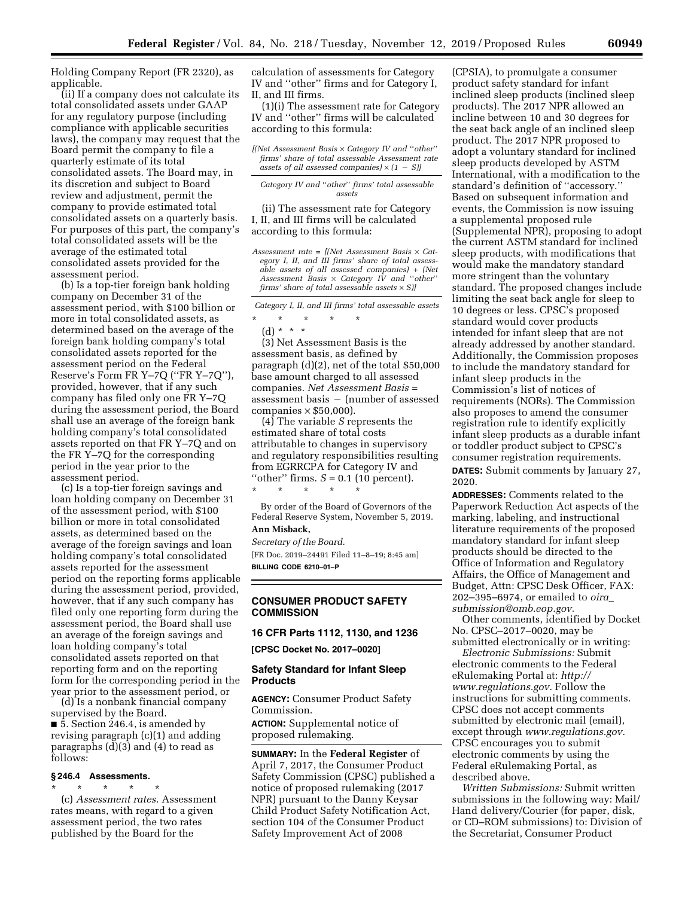Holding Company Report (FR 2320), as applicable.

(ii) If a company does not calculate its total consolidated assets under GAAP for any regulatory purpose (including compliance with applicable securities laws), the company may request that the Board permit the company to file a quarterly estimate of its total consolidated assets. The Board may, in its discretion and subject to Board review and adjustment, permit the company to provide estimated total consolidated assets on a quarterly basis. For purposes of this part, the company's total consolidated assets will be the average of the estimated total consolidated assets provided for the assessment period.

(b) Is a top-tier foreign bank holding company on December 31 of the assessment period, with $100 billion or more in total consolidated assets, as determined based on the average of the foreign bank holding company's total consolidated assets reported for the assessment period on the Federal Reserve's Form FR Y–7Q (''FR Y–7Q''), provided, however, that if any such company has filed only one FR Y–7Q during the assessment period, the Board shall use an average of the foreign bank holding company's total consolidated assets reported on that FR Y–7Q and on the FR Y–7Q for the corresponding period in the year prior to the assessment period.

(c) Is a top-tier foreign savings and loan holding company on December 31 of the assessment period, with $100 billion or more in total consolidated assets, as determined based on the average of the foreign savings and loan holding company's total consolidated assets reported for the assessment period on the reporting forms applicable during the assessment period, provided, however, that if any such company has filed only one reporting form during the assessment period, the Board shall use an average of the foreign savings and loan holding company's total consolidated assets reported on that reporting form and on the reporting form for the corresponding period in the year prior to the assessment period, or

(d) Is a nonbank financial company supervised by the Board.

■ 5. Section 246.4, is amended by revising paragraph (c)(1) and adding paragraphs (d)(3) and (4) to read as follows:

### § 246.4 Assessments.

\* \* \* \* \*

(c) *Assessment rates.* Assessment rates means, with regard to a given assessment period, the two rates published by the Board for the calculation of assessments for Category IV and ''other'' firms and for Category I, II, and III firms.

(1)(i) The assessment rate for Category IV and ''other'' firms will be calculated according to this formula:

$$\frac{[(\text{Net Assessment Basis} \times \text{Category IV and ``other'' firms' share of total assessable Assessment rate assets of all assessed companies}) \times (1 - S)]}{\text{Category IV and ``other'' firms' total assessable assets}}$$

(ii) The assessment rate for Category I, II, and III firms will be calculated according to this formula:

$$\text{Assessment rate} = \frac{[(\text{Net Assessment Basis} \times \text{Category I, II, and III firms' share of total assessable assets of all assessed companies}) + (\text{Net Assessment Basis} \times \text{Category IV and ``other'' firms' share of total assessable assets} \times S)]}{\text{Category I, II, and III firms' total assessable assets}}$$

\* \* \* \* \*

(d) \* \* \*

(3) Net Assessment Basis is the assessment basis, as defined by paragraph (d)(2), net of the total $50,000 base amount charged to all assessed companies. *Net Assessment Basis* = assessment basis − (number of assessed companies × $50,000).

(4) The variable *S* represents the estimated share of total costs attributable to changes in supervisory and regulatory responsibilities resulting from EGRRCPA for Category IV and ''other'' firms. *S* = 0.1 (10 percent).

\* \* \* \* \*

By order of the Board of Governors of the Federal Reserve System, November 5, 2019.

**Ann Misback,**

*Secretary of the Board.*

[FR Doc. 2019–24491 Filed 11–8–19; 8:45 am]

**BILLING CODE 6210–01–P**

## CONSUMER PRODUCT SAFETY COMMISSION

### 16 CFR Parts 1112, 1130, and 1236

**[CPSC Docket No. 2017–0020]**

### Safety Standard for Infant Sleep Products

**AGENCY:** Consumer Product Safety Commission.

**ACTION:** Supplemental notice of proposed rulemaking.

**SUMMARY:** In the **Federal Register** of April 7, 2017, the Consumer Product Safety Commission (CPSC) published a notice of proposed rulemaking (2017 NPR) pursuant to the Danny Keysar Child Product Safety Notification Act, section 104 of the Consumer Product Safety Improvement Act of 2008 (CPSIA), to promulgate a consumer product safety standard for infant inclined sleep products (inclined sleep products). The 2017 NPR allowed an incline between 10 and 30 degrees for the seat back angle of an inclined sleep product. The 2017 NPR proposed to adopt a voluntary standard for inclined sleep products developed by ASTM International, with a modification to the standard's definition of ''accessory.'' Based on subsequent information and events, the Commission is now issuing a supplemental proposed rule (Supplemental NPR), proposing to adopt the current ASTM standard for inclined sleep products, with modifications that would make the mandatory standard more stringent than the voluntary standard. The proposed changes include limiting the seat back angle for sleep to 10 degrees or less. CPSC's proposed standard would cover products intended for infant sleep that are not already addressed by another standard. Additionally, the Commission proposes to include the mandatory standard for infant sleep products in the Commission's list of notices of requirements (NORs). The Commission also proposes to amend the consumer registration rule to identify explicitly infant sleep products as a durable infant or toddler product subject to CPSC's consumer registration requirements.

**DATES:** Submit comments by January 27, 2020.

**ADDRESSES:** Comments related to the Paperwork Reduction Act aspects of the marking, labeling, and instructional literature requirements of the proposed mandatory standard for infant sleep products should be directed to the Office of Information and Regulatory Affairs, the Office of Management and Budget, Attn: CPSC Desk Officer, FAX: 202–395–6974, or emailed to *oira_submission@omb.eop.gov.*

Other comments, identified by Docket No. CPSC–2017–0020, may be submitted electronically or in writing:

*Electronic Submissions:* Submit electronic comments to the Federal eRulemaking Portal at: *http://www.regulations.gov.* Follow the instructions for submitting comments. CPSC does not accept comments submitted by electronic mail (email), except through *www.regulations.gov.* CPSC encourages you to submit electronic comments by using the Federal eRulemaking Portal, as described above.

*Written Submissions:* Submit written submissions in the following way: Mail/Hand delivery/Courier (for paper, disk, or CD–ROM submissions) to: Division of the Secretariat, Consumer Product